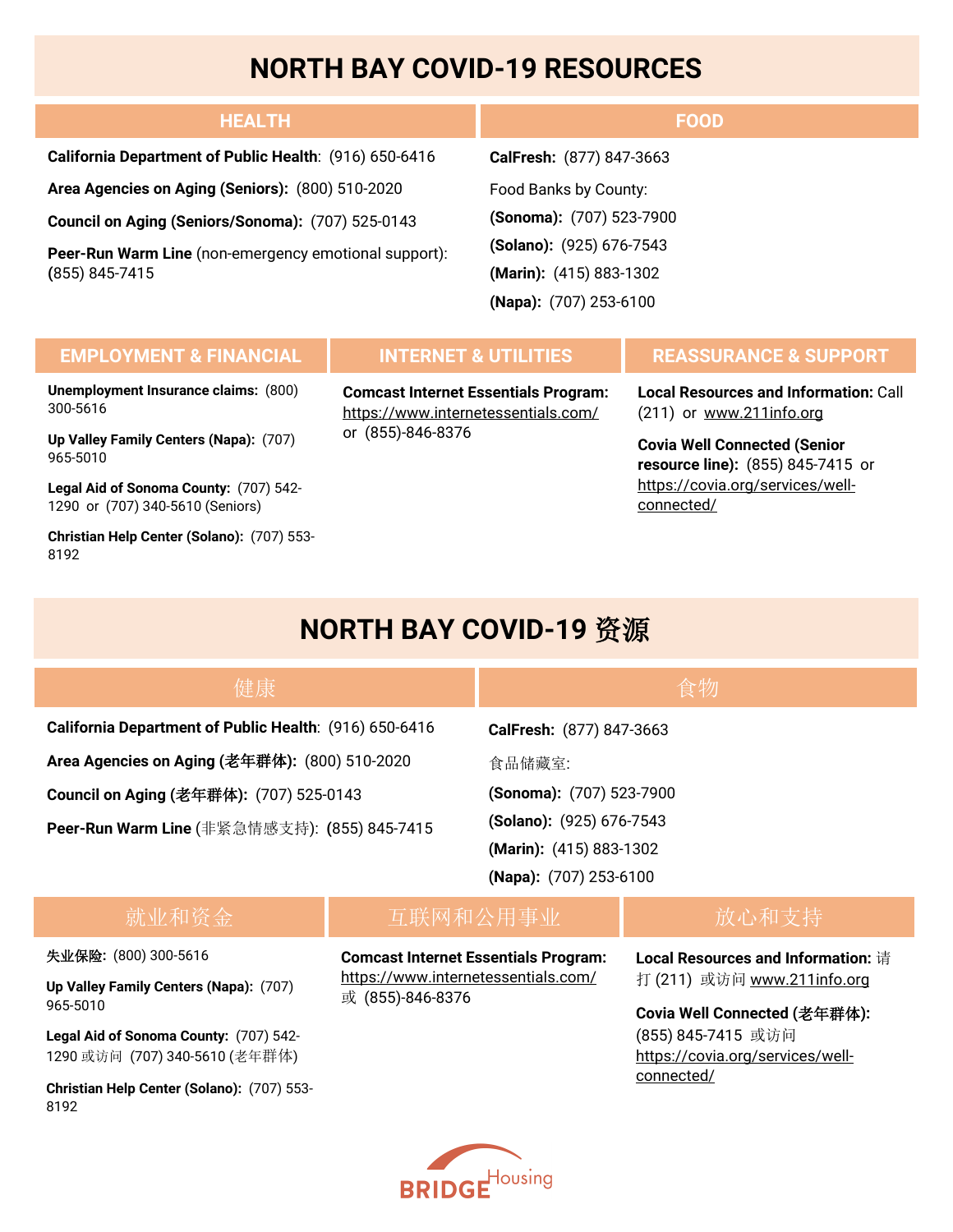# NORTH BAY COVID-19 RESOURCES

## HEALTH

**California Department of Public Health**: (916) 650-6416

**Area Agencies on Aging (Seniors):** (800) 510-2020

**Council on Aging (Seniors/Sonoma):** (707) 525-0143

**Peer-Run Warm Line** (non-emergency emotional support): **(**855) 845-7415

## FOOD

**CalFresh:** (877) 847-3663

Food Banks by County:

**(Sonoma):** (707) 523-7900

**(Solano):** (925) 676-7543

**(Marin):** (415) 883-1302

**(Napa):** (707) 253-6100

## EMPLOYMENT & FINANCIAL

**Unemployment Insurance claims:** (800) 300-5616

**Up Valley Family Centers (Napa):** (707) 965-5010

**Legal Aid of Sonoma County:** (707) 542-1290 or (707) 340-5610 (Seniors)

**Christian Help Center (Solano):** (707) 553-8192

## INTERNET & UTILITIES

**Comcast Internet Essentials Program:** https://www.internetessentials.com/ or (855)-846-8376

## REASSURANCE & SUPPORT

**Local Resources and Information:** Call (211) or www.211info.org

**Covia Well Connected (Senior resource line):** (855) 845-7415 or https://covia.org/services/well-connected/

# NORTH BAY COVID-19 资源

## 健康

**California Department of Public Health**: (916) 650-6416

**Area Agencies on Aging (老年群体):** (800) 510-2020

**Council on Aging (老年群体):** (707) 525-0143

**Peer-Run Warm Line** (非紧急情感支持): **(**855) 845-7415

## 食物

**CalFresh:** (877) 847-3663

食品储藏室:

**(Sonoma):** (707) 523-7900

**(Solano):** (925) 676-7543

**(Marin):** (415) 883-1302

**(Napa):** (707) 253-6100

## 就业和资金

**失业保险:** (800) 300-5616

**Up Valley Family Centers (Napa):** (707) 965-5010

**Legal Aid of Sonoma County:** (707) 542-1290 或访问 (707) 340-5610 (老年群体)

**Christian Help Center (Solano):** (707) 553-8192

## 互联网和公用事业

**Comcast Internet Essentials Program:** https://www.internetessentials.com/ 或 (855)-846-8376

## 放心和支持

**Local Resources and Information:** 请打 (211) 或访问 www.211info.org

**Covia Well Connected (老年群体):** (855) 845-7415 或访问 https://covia.org/services/well-connected/

BRIDGE Housing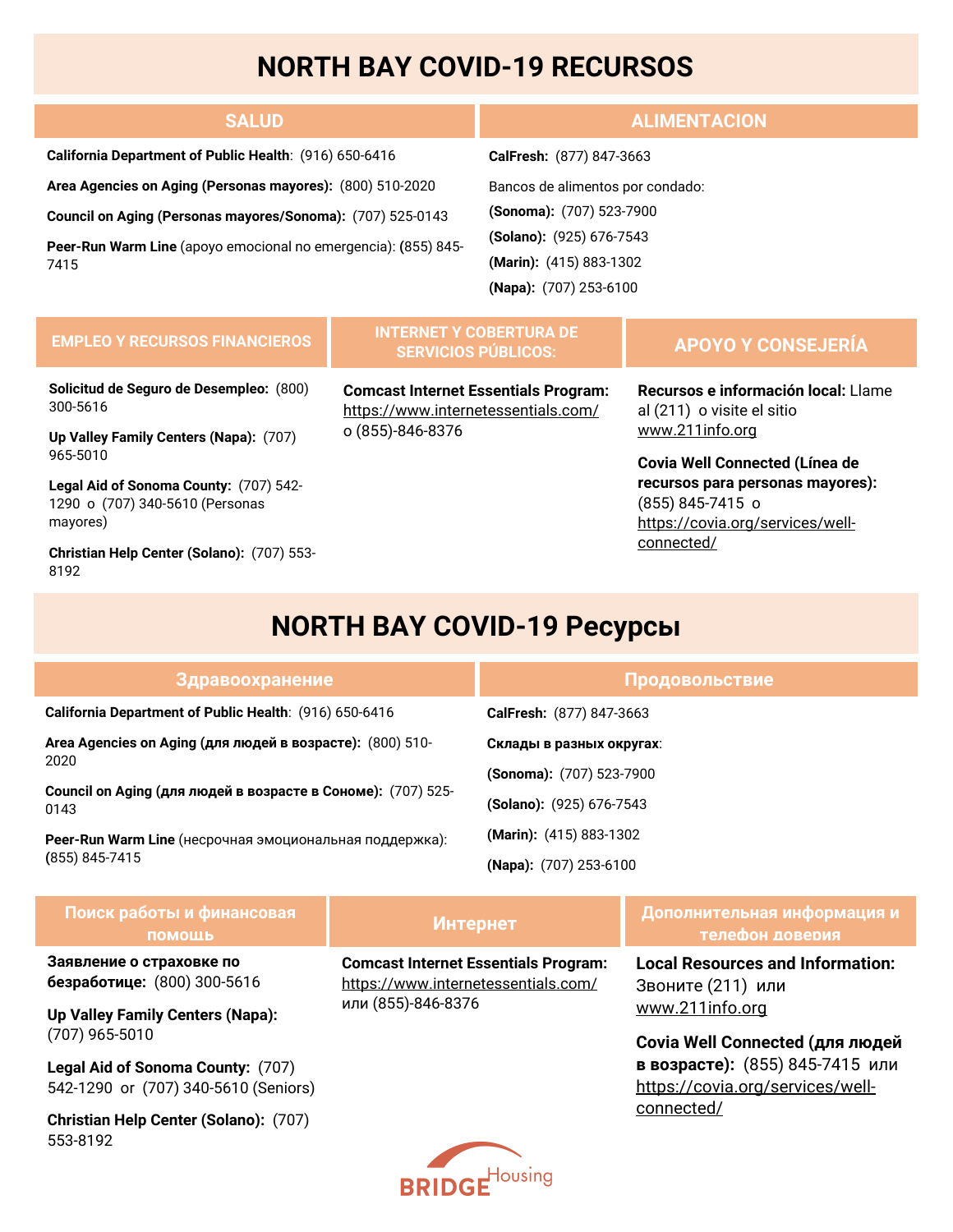# NORTH BAY COVID-19 RECURSOS

## SALUD

**California Department of Public Health**: (916) 650-6416

**Area Agencies on Aging (Personas mayores):** (800) 510-2020

**Council on Aging (Personas mayores/Sonoma):** (707) 525-0143

**Peer-Run Warm Line** (apoyo emocional no emergencia): **(**855) 845-7415

## ALIMENTACION

**CalFresh:** (877) 847-3663

Bancos de alimentos por condado:

**(Sonoma):** (707) 523-7900

**(Solano):** (925) 676-7543

**(Marin):** (415) 883-1302

**(Napa):** (707) 253-6100

## EMPLEO Y RECURSOS FINANCIEROS

**Solicitud de Seguro de Desempleo:** (800) 300-5616

**Up Valley Family Centers (Napa):** (707) 965-5010

**Legal Aid of Sonoma County:** (707) 542-1290 o (707) 340-5610 (Personas mayores)

**Christian Help Center (Solano):** (707) 553-8192

## INTERNET Y COBERTURA DE SERVICIOS PÚBLICOS:

**Comcast Internet Essentials Program:** https://www.internetessentials.com/ o (855)-846-8376

## APOYO Y CONSEJERÍA

**Recursos e información local:** Llame al (211) o visite el sitio www.211info.org

**Covia Well Connected (Línea de recursos para personas mayores):** (855) 845-7415 o https://covia.org/services/well-connected/

# NORTH BAY COVID-19 Ресурсы

## Здравоохранение

**California Department of Public Health**: (916) 650-6416

**Area Agencies on Aging (для людей в возрасте):** (800) 510-2020

**Council on Aging (для людей в возрасте в Сономе):** (707) 525-0143

**Peer-Run Warm Line** (несрочная эмоциональная поддержка): **(**855) 845-7415

## Продовольствие

**CalFresh:** (877) 847-3663

**Склады в разных округах**:

**(Sonoma):** (707) 523-7900

**(Solano):** (925) 676-7543

**(Marin):** (415) 883-1302

**(Napa):** (707) 253-6100

## Поиск работы и финансовая помощь

**Заявление о страховке по безработице:** (800) 300-5616

**Up Valley Family Centers (Napa):** (707) 965-5010

**Legal Aid of Sonoma County:** (707) 542-1290 or (707) 340-5610 (Seniors)

**Christian Help Center (Solano):** (707) 553-8192

## Интернет

**Comcast Internet Essentials Program:** https://www.internetessentials.com/ или (855)-846-8376

## Дополнительная информация и телефон доверия

**Local Resources and Information:** Звоните (211) или www.211info.org

**Covia Well Connected (для людей в возрасте):** (855) 845-7415 или https://covia.org/services/well-connected/

BRIDGE Housing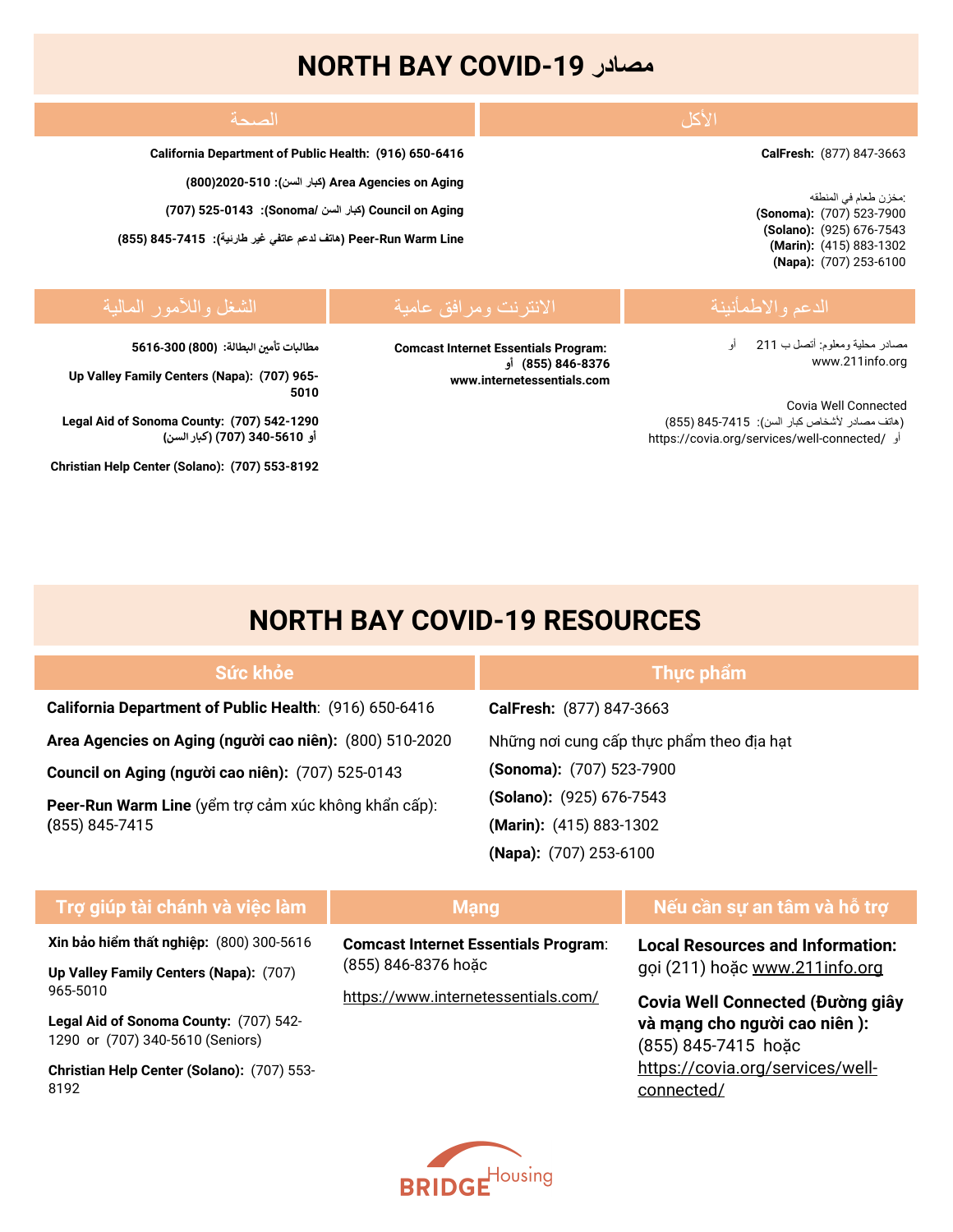# NORTH BAY COVID-19 مصادر

## الصحة

**California Department of Public Health: (916) 650-6416**

**Area Agencies on Aging (كبار السن): 510-2020(800)**

**Council on Aging (كبار السن /Sonoma): (707) 525-0143**

**Peer-Run Warm Line (هاتف لدعم عاطفي غير طارئة): (855) 845-7415**

## الأكل

**CalFresh:** (877) 847-3663

مخزن طعام في المنطقه:

**(Sonoma):** (707) 523-7900
**(Solano):** (925) 676-7543
**(Marin):** (415) 883-1302
**(Napa):** (707) 253-6100

## الشغل واللأمور المالية

**مطالبات تأمين البطالة: (800) 300-5616**

**Up Valley Family Centers (Napa): (707) 965-5010**

**Legal Aid of Sonoma County: (707) 542-1290 أو (707) 340-5610 (كبار السن)**

**Christian Help Center (Solano): (707) 553-8192**

## الانترنت ومرافق عامية

**Comcast Internet Essentials Program: (855) 846-8376 أو www.internetessentials.com**

## الدعم والاطمأنينة

مصادر محلية ومعلوم: أتصل ب 211 أو www.211info.org

Covia Well Connected
(هاتف مصادر لأشخاص كبار السن): (855) 845-7415
أو https://covia.org/services/well-connected/

# NORTH BAY COVID-19 RESOURCES

## Sức khỏe

**California Department of Public Health**: (916) 650-6416

**Area Agencies on Aging (người cao niên):** (800) 510-2020

**Council on Aging (người cao niên):** (707) 525-0143

**Peer-Run Warm Line** (yểm trợ cảm xúc không khẩn cấp): **(**855) 845-7415

## Thực phẩm

**CalFresh:** (877) 847-3663

Những nơi cung cấp thực phẩm theo địa hạt

**(Sonoma):** (707) 523-7900

**(Solano):** (925) 676-7543

**(Marin):** (415) 883-1302

**(Napa):** (707) 253-6100

## Trợ giúp tài chánh và việc làm

**Xin bảo hiểm thất nghiệp:** (800) 300-5616

**Up Valley Family Centers (Napa):** (707) 965-5010

**Legal Aid of Sonoma County:** (707) 542-1290 or (707) 340-5610 (Seniors)

**Christian Help Center (Solano):** (707) 553-8192

## Mạng

**Comcast Internet Essentials Program**: (855) 846-8376 hoặc

https://www.internetessentials.com/

## Nếu cần sự an tâm và hỗ trợ

**Local Resources and Information:** gọi (211) hoặc www.211info.org

**Covia Well Connected (Đường giây và mạng cho người cao niên ):** (855) 845-7415 hoặc https://covia.org/services/well-connected/

BRIDGE Housing